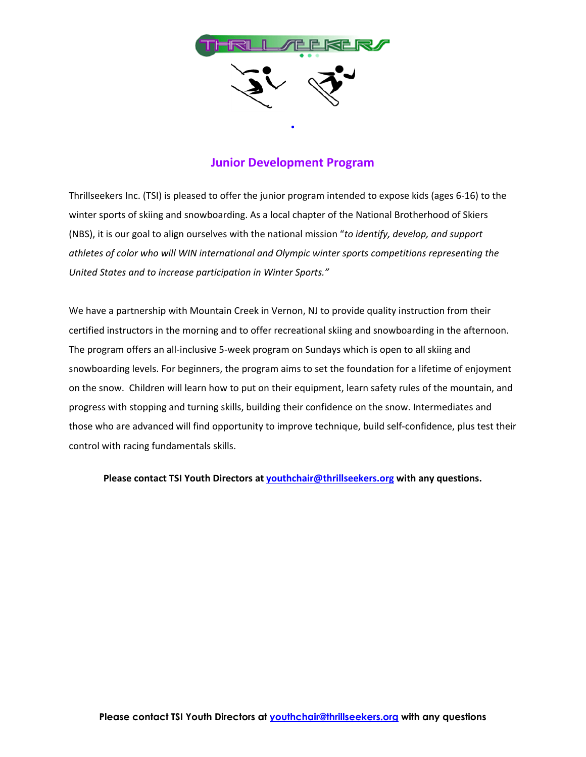## Junior Development Program

Thrillseekers Inc. (TSI) is pleased to offer the junior program intended to expose kids (ages 6-16) to the winter sports of skiing and snowboarding. As a local chapter of the National Brotherhood of Skiers (NBS), it is our goal to align ourselves with the national mission "*to identify, develop, and support athletes of color who will WIN international and Olympic winter sports competitions representing the United States and to increase participation in Winter Sports.*"

We have a partnership with Mountain Creek in Vernon, NJ to provide quality instruction from their certified instructors in the morning and to offer recreational skiing and snowboarding in the afternoon. The program offers an all-inclusive 5-week program on Sundays which is open to all skiing and snowboarding levels. For beginners, the program aims to set the foundation for a lifetime of enjoyment on the snow. Children will learn how to put on their equipment, learn safety rules of the mountain, and progress with stopping and turning skills, building their confidence on the snow. Intermediates and those who are advanced will find opportunity to improve technique, build self-confidence, plus test their control with racing fundamentals skills.

**Please contact TSI Youth Directors at [youthchair@thrillseekers.org](mailto:youthchair@thrillseekers.org) with any questions.**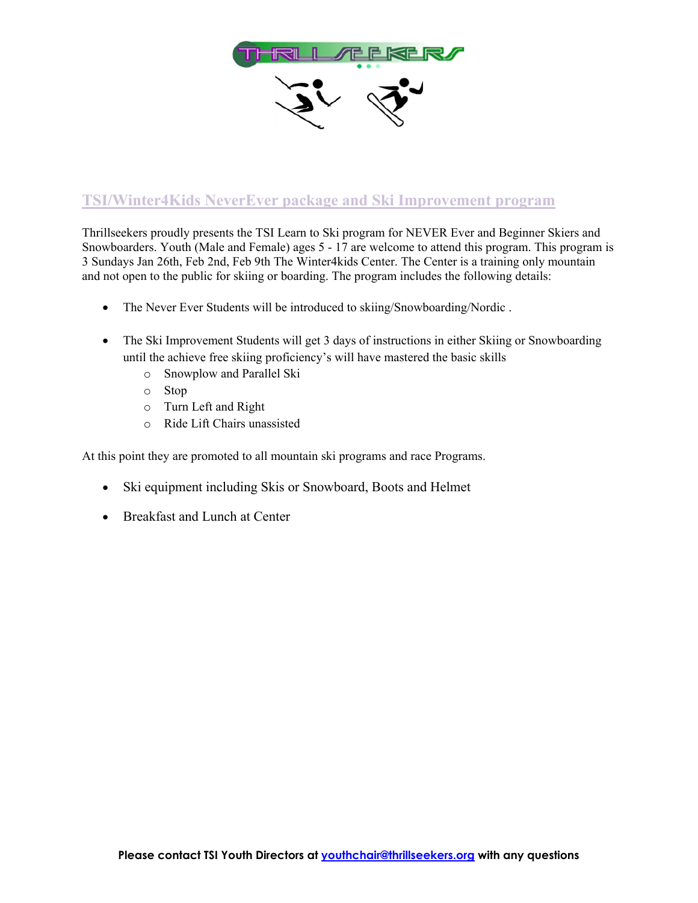## TSI/Winter4Kids NeverEver package and Ski Improvement program

Thrillseekers proudly presents the TSI Learn to Ski program for NEVER Ever and Beginner Skiers and Snowboarders. Youth (Male and Female) ages 5 - 17 are welcome to attend this program. This program is 3 Sundays Jan 26th, Feb 2nd, Feb 9th The Winter4kids Center. The Center is a training only mountain and not open to the public for skiing or boarding. The program includes the following details:

- The Never Ever Students will be introduced to skiing/Snowboarding/Nordic .
- The Ski Improvement Students will get 3 days of instructions in either Skiing or Snowboarding until the achieve free skiing proficiency's will have mastered the basic skills
  - Snowplow and Parallel Ski
  - Stop
  - Turn Left and Right
  - Ride Lift Chairs unassisted

At this point they are promoted to all mountain ski programs and race Programs.

- Ski equipment including Skis or Snowboard, Boots and Helmet
- Breakfast and Lunch at Center

**Please contact TSI Youth Directors at youthchair@thrillseekers.org with any questions**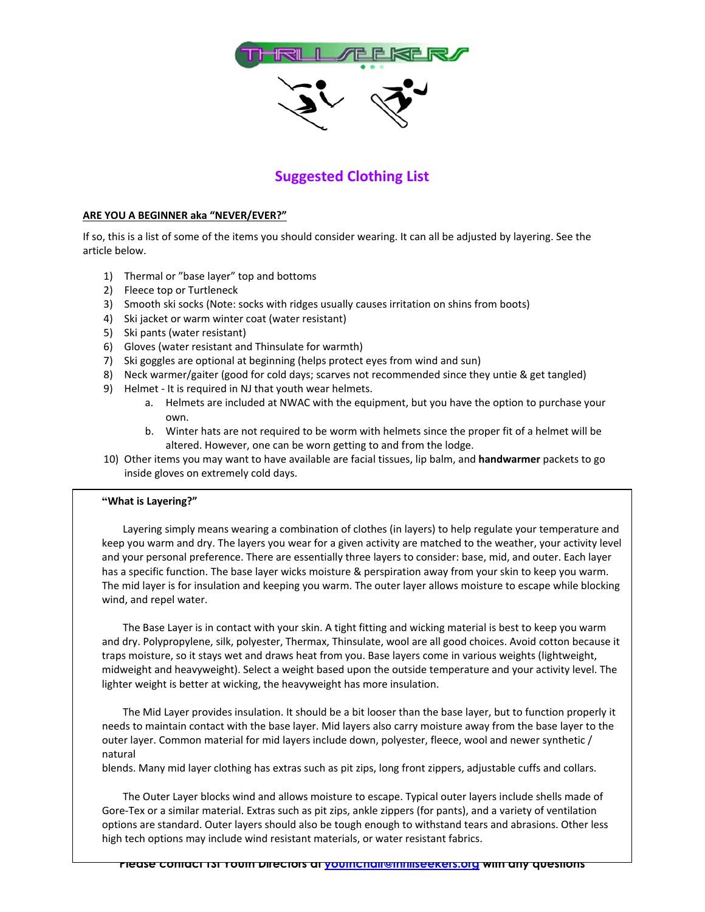# Suggested Clothing List

**ARE YOU A BEGINNER aka "NEVER/EVER?"**

If so, this is a list of some of the items you should consider wearing. It can all be adjusted by layering. See the article below.

1) Thermal or "base layer" top and bottoms
2) Fleece top or Turtleneck
3) Smooth ski socks (Note: socks with ridges usually causes irritation on shins from boots)
4) Ski jacket or warm winter coat (water resistant)
5) Ski pants (water resistant)
6) Gloves (water resistant and Thinsulate for warmth)
7) Ski goggles are optional at beginning (helps protect eyes from wind and sun)
8) Neck warmer/gaiter (good for cold days; scarves not recommended since they untie & get tangled)
9) Helmet - It is required in NJ that youth wear helmets.
   a. Helmets are included at NWAC with the equipment, but you have the option to purchase your own.
   b. Winter hats are not required to be worm with helmets since the proper fit of a helmet will be altered. However, one can be worn getting to and from the lodge.
10) Other items you may want to have available are facial tissues, lip balm, and **handwarmer** packets to go inside gloves on extremely cold days.

**"What is Layering?"**

Layering simply means wearing a combination of clothes (in layers) to help regulate your temperature and keep you warm and dry. The layers you wear for a given activity are matched to the weather, your activity level and your personal preference. There are essentially three layers to consider: base, mid, and outer. Each layer has a specific function. The base layer wicks moisture & perspiration away from your skin to keep you warm. The mid layer is for insulation and keeping you warm. The outer layer allows moisture to escape while blocking wind, and repel water.

The Base Layer is in contact with your skin. A tight fitting and wicking material is best to keep you warm and dry. Polypropylene, silk, polyester, Thermax, Thinsulate, wool are all good choices. Avoid cotton because it traps moisture, so it stays wet and draws heat from you. Base layers come in various weights (lightweight, midweight and heavyweight). Select a weight based upon the outside temperature and your activity level. The lighter weight is better at wicking, the heavyweight has more insulation.

The Mid Layer provides insulation. It should be a bit looser than the base layer, but to function properly it needs to maintain contact with the base layer. Mid layers also carry moisture away from the base layer to the outer layer. Common material for mid layers include down, polyester, fleece, wool and newer synthetic / natural blends. Many mid layer clothing has extras such as pit zips, long front zippers, adjustable cuffs and collars.

The Outer Layer blocks wind and allows moisture to escape. Typical outer layers include shells made of Gore-Tex or a similar material. Extras such as pit zips, ankle zippers (for pants), and a variety of ventilation options are standard. Outer layers should also be tough enough to withstand tears and abrasions. Other less high tech options may include wind resistant materials, or water resistant fabrics.

**Please contact TSI Youth Directors at youthchair@thrillseekers.org with any questions**